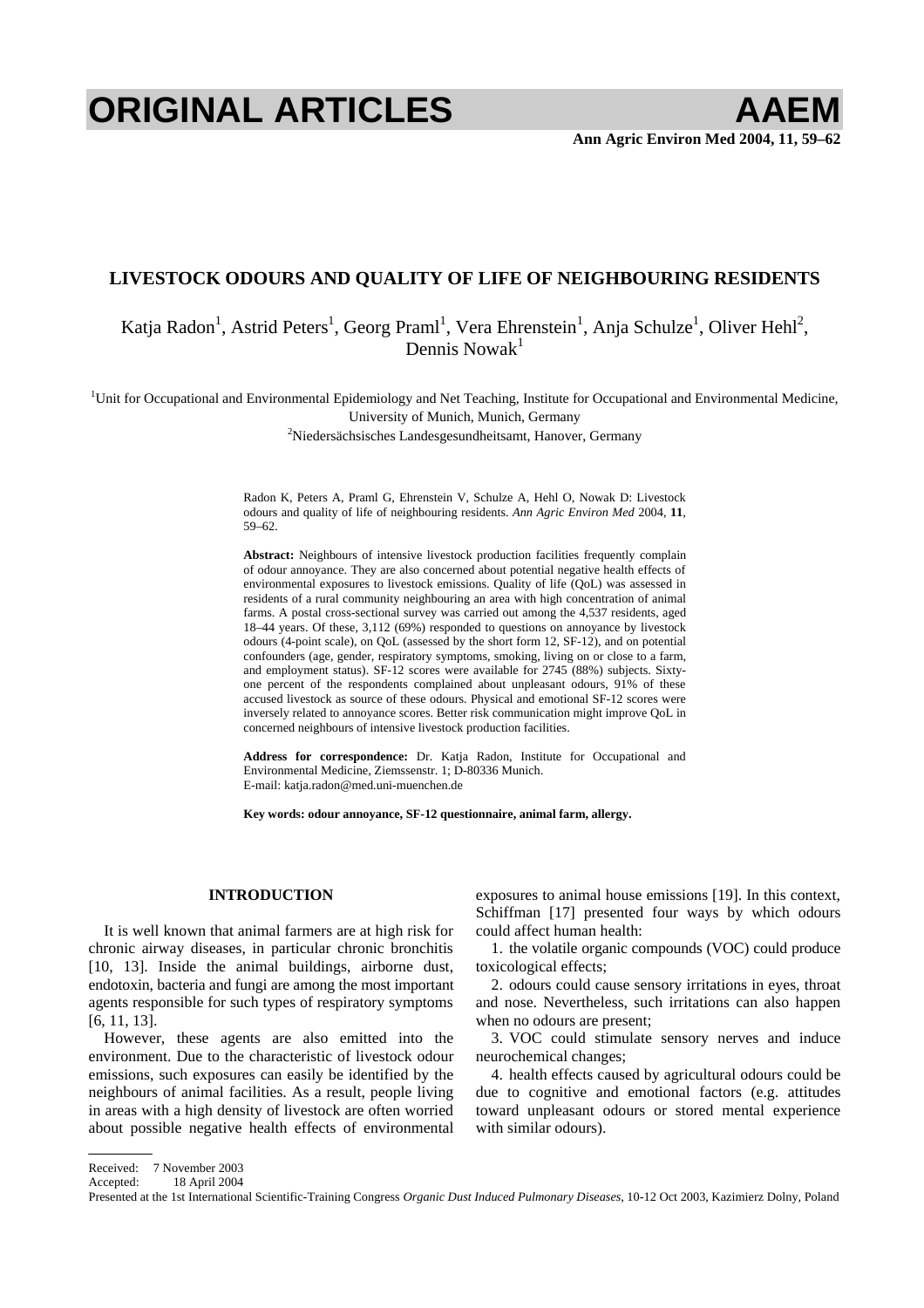# LIVESTOCK ODOURS AND QUALITY OF LIFE OF NEIGHBOURING RESIDENTS

Katja Radon[1], Astrid Peters[1], Georg Praml[1], Vera Ehrenstein[1], Anja Schulze[1], Oliver Hehl[2], Dennis Nowak[1]

[1]Unit for Occupational and Environmental Epidemiology and Net Teaching, Institute for Occupational and Environmental Medicine, University of Munich, Munich, Germany

[2]Niedersächsisches Landesgesundheitsamt, Hanover, Germany

Radon K, Peters A, Praml G, Ehrenstein V, Schulze A, Hehl O, Nowak D: Livestock odours and quality of life of neighbouring residents. *Ann Agric Environ Med* 2004, **11**, 59–62.

**Abstract:** Neighbours of intensive livestock production facilities frequently complain of odour annoyance. They are also concerned about potential negative health effects of environmental exposures to livestock emissions. Quality of life (QoL) was assessed in residents of a rural community neighbouring an area with high concentration of animal farms. A postal cross-sectional survey was carried out among the 4,537 residents, aged 18–44 years. Of these, 3,112 (69%) responded to questions on annoyance by livestock odours (4-point scale), on QoL (assessed by the short form 12, SF-12), and on potential confounders (age, gender, respiratory symptoms, smoking, living on or close to a farm, and employment status). SF-12 scores were available for 2745 (88%) subjects. Sixty-one percent of the respondents complained about unpleasant odours, 91% of these accused livestock as source of these odours. Physical and emotional SF-12 scores were inversely related to annoyance scores. Better risk communication might improve QoL in concerned neighbours of intensive livestock production facilities.

**Address for correspondence:** Dr. Katja Radon, Institute for Occupational and Environmental Medicine, Ziemssenstr. 1; D-80336 Munich. E-mail: katja.radon@med.uni-muenchen.de

**Key words: odour annoyance, SF-12 questionnaire, animal farm, allergy.**

## INTRODUCTION

It is well known that animal farmers are at high risk for chronic airway diseases, in particular chronic bronchitis [10, 13]. Inside the animal buildings, airborne dust, endotoxin, bacteria and fungi are among the most important agents responsible for such types of respiratory symptoms [6, 11, 13].

However, these agents are also emitted into the environment. Due to the characteristic of livestock odour emissions, such exposures can easily be identified by the neighbours of animal facilities. As a result, people living in areas with a high density of livestock are often worried about possible negative health effects of environmental exposures to animal house emissions [19]. In this context, Schiffman [17] presented four ways by which odours could affect human health:

1. the volatile organic compounds (VOC) could produce toxicological effects;
2. odours could cause sensory irritations in eyes, throat and nose. Nevertheless, such irritations can also happen when no odours are present;
3. VOC could stimulate sensory nerves and induce neurochemical changes;
4. health effects caused by agricultural odours could be due to cognitive and emotional factors (e.g. attitudes toward unpleasant odours or stored mental experience with similar odours).

Received: 7 November 2003
Accepted: 18 April 2004
Presented at the 1st International Scientific-Training Congress *Organic Dust Induced Pulmonary Diseases*, 10-12 Oct 2003, Kazimierz Dolny, Poland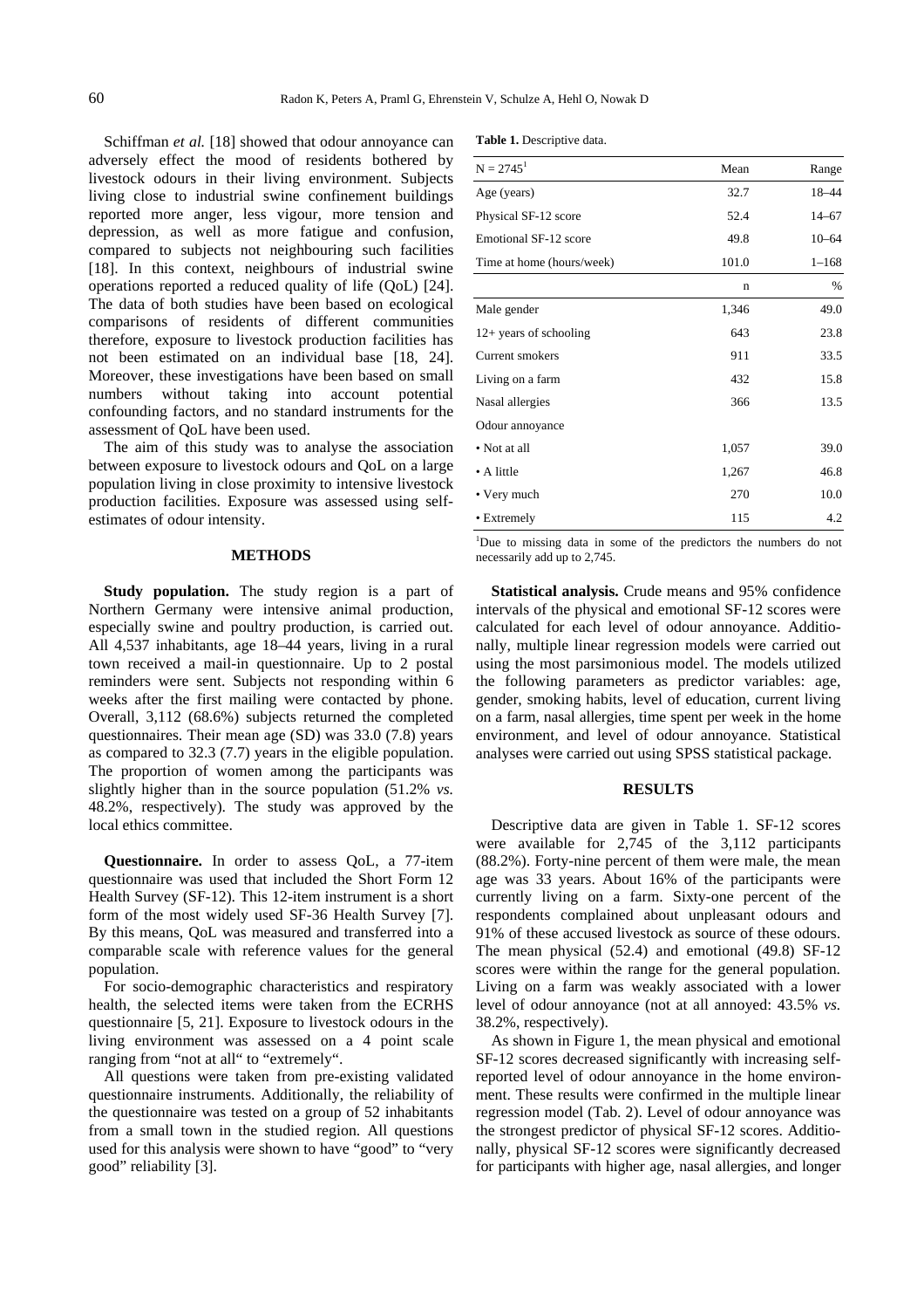Schiffman *et al.* [18] showed that odour annoyance can adversely effect the mood of residents bothered by livestock odours in their living environment. Subjects living close to industrial swine confinement buildings reported more anger, less vigour, more tension and depression, as well as more fatigue and confusion, compared to subjects not neighbouring such facilities [18]. In this context, neighbours of industrial swine operations reported a reduced quality of life (QoL) [24]. The data of both studies have been based on ecological comparisons of residents of different communities therefore, exposure to livestock production facilities has not been estimated on an individual base [18, 24]. Moreover, these investigations have been based on small numbers without taking into account potential confounding factors, and no standard instruments for the assessment of QoL have been used.

The aim of this study was to analyse the association between exposure to livestock odours and QoL on a large population living in close proximity to intensive livestock production facilities. Exposure was assessed using self-estimates of odour intensity.

## METHODS

**Study population.** The study region is a part of Northern Germany were intensive animal production, especially swine and poultry production, is carried out. All 4,537 inhabitants, age 18–44 years, living in a rural town received a mail-in questionnaire. Up to 2 postal reminders were sent. Subjects not responding within 6 weeks after the first mailing were contacted by phone. Overall, 3,112 (68.6%) subjects returned the completed questionnaires. Their mean age (SD) was 33.0 (7.8) years as compared to 32.3 (7.7) years in the eligible population. The proportion of women among the participants was slightly higher than in the source population (51.2% *vs.* 48.2%, respectively). The study was approved by the local ethics committee.

**Questionnaire.** In order to assess QoL, a 77-item questionnaire was used that included the Short Form 12 Health Survey (SF-12). This 12-item instrument is a short form of the most widely used SF-36 Health Survey [7]. By this means, QoL was measured and transferred into a comparable scale with reference values for the general population.

For socio-demographic characteristics and respiratory health, the selected items were taken from the ECRHS questionnaire [5, 21]. Exposure to livestock odours in the living environment was assessed on a 4 point scale ranging from "not at all" to "extremely".

All questions were taken from pre-existing validated questionnaire instruments. Additionally, the reliability of the questionnaire was tested on a group of 52 inhabitants from a small town in the studied region. All questions used for this analysis were shown to have "good" to "very good" reliability [3].

**Table 1.** Descriptive data.

| N = 2745[1] | Mean | Range |
|---|---|---|
| Age (years) | 32.7 | 18–44 |
| Physical SF-12 score | 52.4 | 14–67 |
| Emotional SF-12 score | 49.8 | 10–64 |
| Time at home (hours/week) | 101.0 | 1–168 |
| | n | % |
| Male gender | 1,346 | 49.0 |
| 12+ years of schooling | 643 | 23.8 |
| Current smokers | 911 | 33.5 |
| Living on a farm | 432 | 15.8 |
| Nasal allergies | 366 | 13.5 |
| Odour annoyance | | |
| • Not at all | 1,057 | 39.0 |
| • A little | 1,267 | 46.8 |
| • Very much | 270 | 10.0 |
| • Extremely | 115 | 4.2 |

[1]Due to missing data in some of the predictors the numbers do not necessarily add up to 2,745.

**Statistical analysis.** Crude means and 95% confidence intervals of the physical and emotional SF-12 scores were calculated for each level of odour annoyance. Additionally, multiple linear regression models were carried out using the most parsimonious model. The models utilized the following parameters as predictor variables: age, gender, smoking habits, level of education, current living on a farm, nasal allergies, time spent per week in the home environment, and level of odour annoyance. Statistical analyses were carried out using SPSS statistical package.

## RESULTS

Descriptive data are given in Table 1. SF-12 scores were available for 2,745 of the 3,112 participants (88.2%). Forty-nine percent of them were male, the mean age was 33 years. About 16% of the participants were currently living on a farm. Sixty-one percent of the respondents complained about unpleasant odours and 91% of these accused livestock as source of these odours. The mean physical (52.4) and emotional (49.8) SF-12 scores were within the range for the general population. Living on a farm was weakly associated with a lower level of odour annoyance (not at all annoyed: 43.5% *vs.* 38.2%, respectively).

As shown in Figure 1, the mean physical and emotional SF-12 scores decreased significantly with increasing self-reported level of odour annoyance in the home environment. These results were confirmed in the multiple linear regression model (Tab. 2). Level of odour annoyance was the strongest predictor of physical SF-12 scores. Additionally, physical SF-12 scores were significantly decreased for participants with higher age, nasal allergies, and longer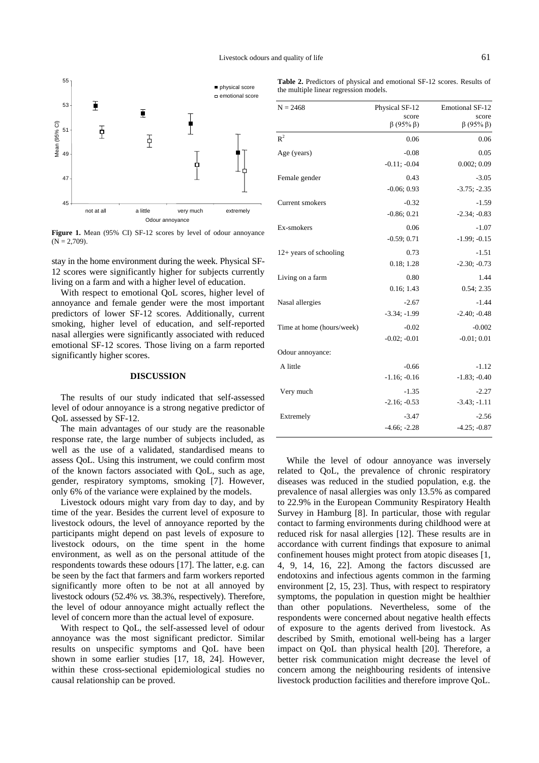**Figure 1.** Mean (95% CI) SF-12 scores by level of odour annoyance (N = 2,709).

stay in the home environment during the week. Physical SF-12 scores were significantly higher for subjects currently living on a farm and with a higher level of education.

With respect to emotional QoL scores, higher level of annoyance and female gender were the most important predictors of lower SF-12 scores. Additionally, current smoking, higher level of education, and self-reported nasal allergies were significantly associated with reduced emotional SF-12 scores. Those living on a farm reported significantly higher scores.

## DISCUSSION

The results of our study indicated that self-assessed level of odour annoyance is a strong negative predictor of QoL assessed by SF-12.

The main advantages of our study are the reasonable response rate, the large number of subjects included, as well as the use of a validated, standardised means to assess QoL. Using this instrument, we could confirm most of the known factors associated with QoL, such as age, gender, respiratory symptoms, smoking [7]. However, only 6% of the variance were explained by the models.

Livestock odours might vary from day to day, and by time of the year. Besides the current level of exposure to livestock odours, the level of annoyance reported by the participants might depend on past levels of exposure to livestock odours, on the time spent in the home environment, as well as on the personal attitude of the respondents towards these odours [17]. The latter, e.g. can be seen by the fact that farmers and farm workers reported significantly more often to be not at all annoyed by livestock odours (52.4% *vs.* 38.3%, respectively). Therefore, the level of odour annoyance might actually reflect the level of concern more than the actual level of exposure.

With respect to QoL, the self-assessed level of odour annoyance was the most significant predictor. Similar results on unspecific symptoms and QoL have been shown in some earlier studies [17, 18, 24]. However, within these cross-sectional epidemiological studies no causal relationship can be proved.

**Table 2.** Predictors of physical and emotional SF-12 scores. Results of the multiple linear regression models.

| N = 2468 | Physical SF-12 score β (95% β) | Emotional SF-12 score β (95% β) |
|---|---|---|
| $R^2$ | 0.06 | 0.06 |
| Age (years) | -0.08 | 0.05 |
| | -0.11; -0.04 | 0.002; 0.09 |
| Female gender | 0.43 | -3.05 |
| | -0.06; 0.93 | -3.75; -2.35 |
| Current smokers | -0.32 | -1.59 |
| | -0.86; 0.21 | -2.34; -0.83 |
| Ex-smokers | 0.06 | -1.07 |
| | -0.59; 0.71 | -1.99; -0.15 |
| 12+ years of schooling | 0.73 | -1.51 |
| | 0.18; 1.28 | -2.30; -0.73 |
| Living on a farm | 0.80 | 1.44 |
| | 0.16; 1.43 | 0.54; 2.35 |
| Nasal allergies | -2.67 | -1.44 |
| | -3.34; -1.99 | -2.40; -0.48 |
| Time at home (hours/week) | -0.02 | -0.002 |
| | -0.02; -0.01 | -0.01; 0.01 |
| Odour annoyance: | | |
| A little | -0.66 | -1.12 |
| | -1.16; -0.16 | -1.83; -0.40 |
| Very much | -1.35 | -2.27 |
| | -2.16; -0.53 | -3.43; -1.11 |
| Extremely | -3.47 | -2.56 |
| | -4.66; -2.28 | -4.25; -0.87 |

While the level of odour annoyance was inversely related to QoL, the prevalence of chronic respiratory diseases was reduced in the studied population, e.g. the prevalence of nasal allergies was only 13.5% as compared to 22.9% in the European Community Respiratory Health Survey in Hamburg [8]. In particular, those with regular contact to farming environments during childhood were at reduced risk for nasal allergies [12]. These results are in accordance with current findings that exposure to animal confinement houses might protect from atopic diseases [1, 4, 9, 14, 16, 22]. Among the factors discussed are endotoxins and infectious agents common in the farming environment [2, 15, 23]. Thus, with respect to respiratory symptoms, the population in question might be healthier than other populations. Nevertheless, some of the respondents were concerned about negative health effects of exposure to the agents derived from livestock. As described by Smith, emotional well-being has a larger impact on QoL than physical health [20]. Therefore, a better risk communication might decrease the level of concern among the neighbouring residents of intensive livestock production facilities and therefore improve QoL.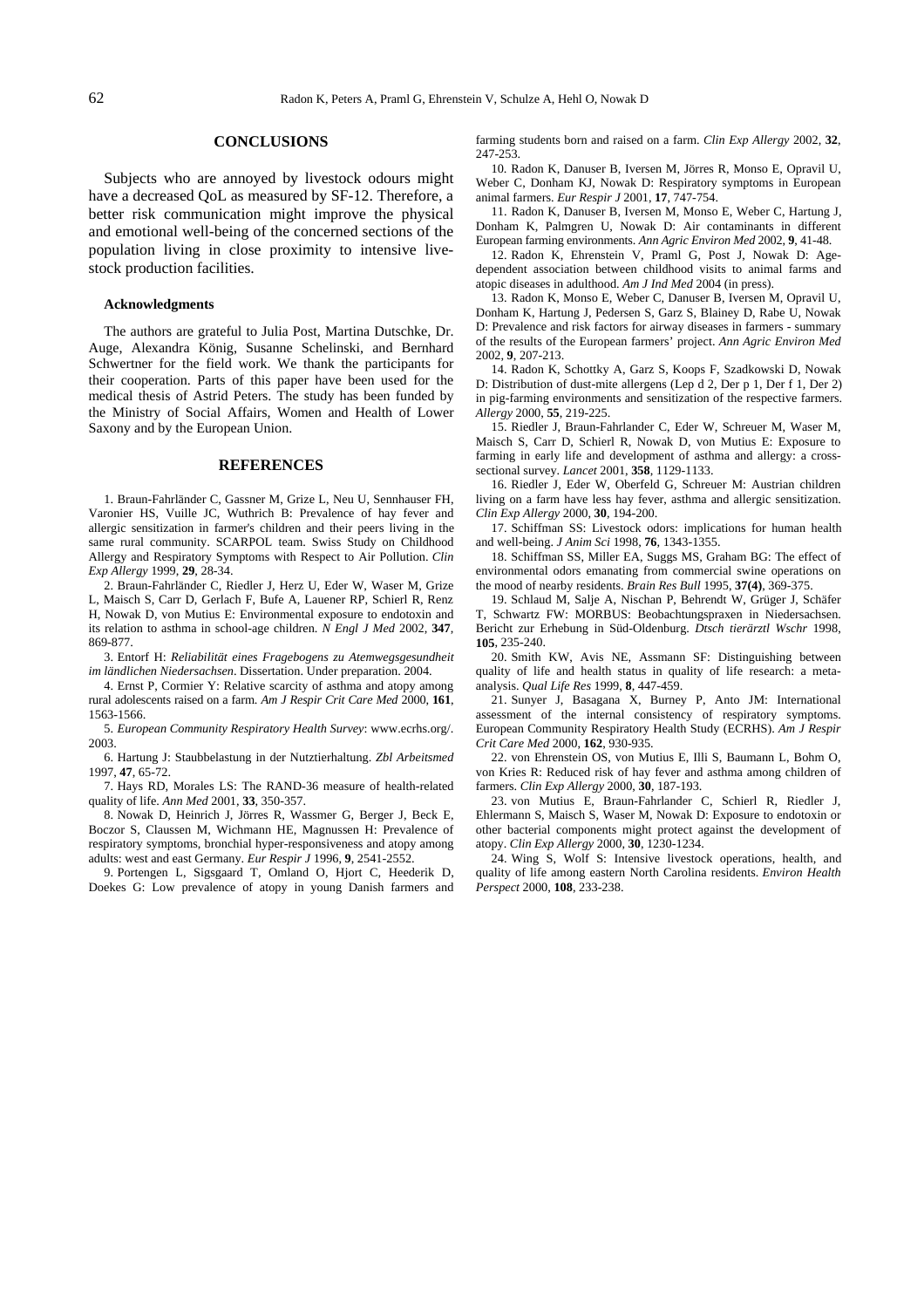## CONCLUSIONS

Subjects who are annoyed by livestock odours might have a decreased QoL as measured by SF-12. Therefore, a better risk communication might improve the physical and emotional well-being of the concerned sections of the population living in close proximity to intensive livestock production facilities.

### Acknowledgments

The authors are grateful to Julia Post, Martina Dutschke, Dr. Auge, Alexandra König, Susanne Schelinski, and Bernhard Schwertner for the field work. We thank the participants for their cooperation. Parts of this paper have been used for the medical thesis of Astrid Peters. The study has been funded by the Ministry of Social Affairs, Women and Health of Lower Saxony and by the European Union.

## REFERENCES

1. Braun-Fahrländer C, Gassner M, Grize L, Neu U, Sennhauser FH, Varonier HS, Vuille JC, Wuthrich B: Prevalence of hay fever and allergic sensitization in farmer's children and their peers living in the same rural community. SCARPOL team. Swiss Study on Childhood Allergy and Respiratory Symptoms with Respect to Air Pollution. *Clin Exp Allergy* 1999, **29**, 28-34.

2. Braun-Fahrländer C, Riedler J, Herz U, Eder W, Waser M, Grize L, Maisch S, Carr D, Gerlach F, Bufe A, Lauener RP, Schierl R, Renz H, Nowak D, von Mutius E: Environmental exposure to endotoxin and its relation to asthma in school-age children. *N Engl J Med* 2002, **347**, 869-877.

3. Entorf H: *Reliabilität eines Fragebogens zu Atemwegsgesundheit im ländlichen Niedersachsen*. Dissertation. Under preparation. 2004.

4. Ernst P, Cormier Y: Relative scarcity of asthma and atopy among rural adolescents raised on a farm. *Am J Respir Crit Care Med* 2000, **161**, 1563-1566.

5. *European Community Respiratory Health Survey*: www.ecrhs.org/. 2003.

6. Hartung J: Staubbelastung in der Nutztierhaltung. *Zbl Arbeitsmed* 1997, **47**, 65-72.

7. Hays RD, Morales LS: The RAND-36 measure of health-related quality of life. *Ann Med* 2001, **33**, 350-357.

8. Nowak D, Heinrich J, Jörres R, Wassmer G, Berger J, Beck E, Boczor S, Claussen M, Wichmann HE, Magnussen H: Prevalence of respiratory symptoms, bronchial hyper-responsiveness and atopy among adults: west and east Germany. *Eur Respir J* 1996, **9**, 2541-2552.

9. Portengen L, Sigsgaard T, Omland O, Hjort C, Heederik D, Doekes G: Low prevalence of atopy in young Danish farmers and farming students born and raised on a farm. *Clin Exp Allergy* 2002, **32**, 247-253.

10. Radon K, Danuser B, Iversen M, Jörres R, Monso E, Opravil U, Weber C, Donham KJ, Nowak D: Respiratory symptoms in European animal farmers. *Eur Respir J* 2001, **17**, 747-754.

11. Radon K, Danuser B, Iversen M, Monso E, Weber C, Hartung J, Donham K, Palmgren U, Nowak D: Air contaminants in different European farming environments. *Ann Agric Environ Med* 2002, **9**, 41-48.

12. Radon K, Ehrenstein V, Praml G, Post J, Nowak D: Age-dependent association between childhood visits to animal farms and atopic diseases in adulthood. *Am J Ind Med* 2004 (in press).

13. Radon K, Monso E, Weber C, Danuser B, Iversen M, Opravil U, Donham K, Hartung J, Pedersen S, Garz S, Blainey D, Rabe U, Nowak D: Prevalence and risk factors for airway diseases in farmers - summary of the results of the European farmers' project. *Ann Agric Environ Med* 2002, **9**, 207-213.

14. Radon K, Schottky A, Garz S, Koops F, Szadkowski D, Nowak D: Distribution of dust-mite allergens (Lep d 2, Der p 1, Der f 1, Der 2) in pig-farming environments and sensitization of the respective farmers. *Allergy* 2000, **55**, 219-225.

15. Riedler J, Braun-Fahrlander C, Eder W, Schreuer M, Waser M, Maisch S, Carr D, Schierl R, Nowak D, von Mutius E: Exposure to farming in early life and development of asthma and allergy: a cross-sectional survey. *Lancet* 2001, **358**, 1129-1133.

16. Riedler J, Eder W, Oberfeld G, Schreuer M: Austrian children living on a farm have less hay fever, asthma and allergic sensitization. *Clin Exp Allergy* 2000, **30**, 194-200.

17. Schiffman SS: Livestock odors: implications for human health and well-being. *J Anim Sci* 1998, **76**, 1343-1355.

18. Schiffman SS, Miller EA, Suggs MS, Graham BG: The effect of environmental odors emanating from commercial swine operations on the mood of nearby residents. *Brain Res Bull* 1995, **37(4)**, 369-375.

19. Schlaud M, Salje A, Nischan P, Behrendt W, Grüger J, Schäfer T, Schwartz FW: MORBUS: Beobachtungspraxen in Niedersachsen. Bericht zur Erhebung in Süd-Oldenburg. *Dtsch tierärztl Wschr* 1998, **105**, 235-240.

20. Smith KW, Avis NE, Assmann SF: Distinguishing between quality of life and health status in quality of life research: a meta-analysis. *Qual Life Res* 1999, **8**, 447-459.

21. Sunyer J, Basagana X, Burney P, Anto JM: International assessment of the internal consistency of respiratory symptoms. European Community Respiratory Health Study (ECRHS). *Am J Respir Crit Care Med* 2000, **162**, 930-935.

22. von Ehrenstein OS, von Mutius E, Illi S, Baumann L, Bohm O, von Kries R: Reduced risk of hay fever and asthma among children of farmers. *Clin Exp Allergy* 2000, **30**, 187-193.

23. von Mutius E, Braun-Fahrlander C, Schierl R, Riedler J, Ehlermann S, Maisch S, Waser M, Nowak D: Exposure to endotoxin or other bacterial components might protect against the development of atopy. *Clin Exp Allergy* 2000, **30**, 1230-1234.

24. Wing S, Wolf S: Intensive livestock operations, health, and quality of life among eastern North Carolina residents. *Environ Health Perspect* 2000, **108**, 233-238.